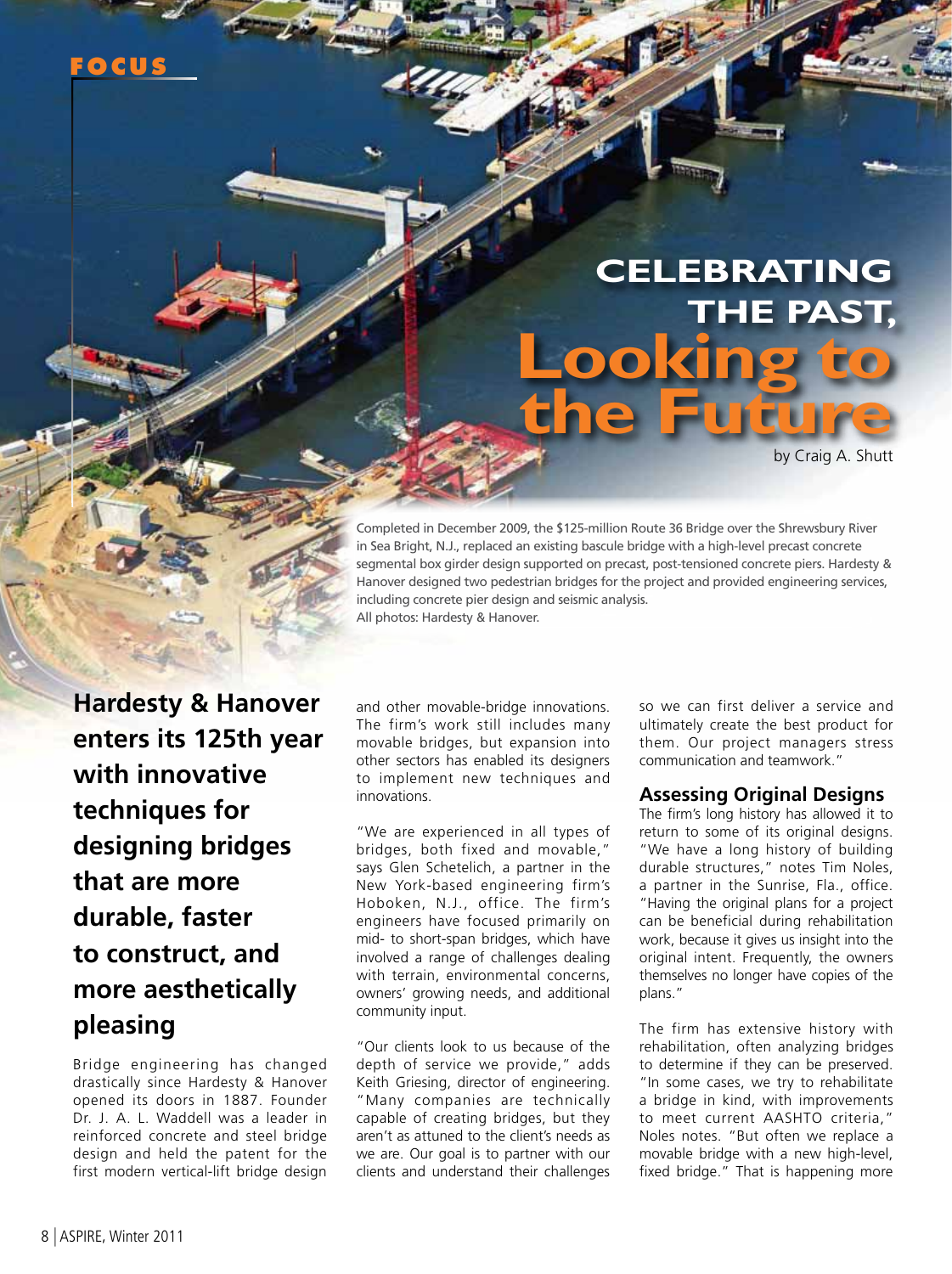FOCUS

# CELEBRATING THE PAST, Looking to the Future

by Craig A. Shutt

Completed in December 2009, the $125-million Route 36 Bridge over the Shrewsbury River in Sea Bright, N.J., replaced an existing bascule bridge with a high-level precast concrete segmental box girder design supported on precast, post-tensioned concrete piers. Hardesty & Hanover designed two pedestrian bridges for the project and provided engineering services, including concrete pier design and seismic analysis.
All photos: Hardesty & Hanover.

**Hardesty & Hanover enters its 125th year with innovative techniques for designing bridges that are more durable, faster to construct, and more aesthetically pleasing**

Bridge engineering has changed drastically since Hardesty & Hanover opened its doors in 1887. Founder Dr. J. A. L. Waddell was a leader in reinforced concrete and steel bridge design and held the patent for the first modern vertical-lift bridge design and other movable-bridge innovations. The firm's work still includes many movable bridges, but expansion into other sectors has enabled its designers to implement new techniques and innovations.

"We are experienced in all types of bridges, both fixed and movable," says Glen Schetelich, a partner in the New York-based engineering firm's Hoboken, N.J., office. The firm's engineers have focused primarily on mid- to short-span bridges, which have involved a range of challenges dealing with terrain, environmental concerns, owners' growing needs, and additional community input.

"Our clients look to us because of the depth of service we provide," adds Keith Griesing, director of engineering. "Many companies are technically capable of creating bridges, but they aren't as attuned to the client's needs as we are. Our goal is to partner with our clients and understand their challenges so we can first deliver a service and ultimately create the best product for them. Our project managers stress communication and teamwork."

## Assessing Original Designs

The firm's long history has allowed it to return to some of its original designs. "We have a long history of building durable structures," notes Tim Noles, a partner in the Sunrise, Fla., office. "Having the original plans for a project can be beneficial during rehabilitation work, because it gives us insight into the original intent. Frequently, the owners themselves no longer have copies of the plans."

The firm has extensive history with rehabilitation, often analyzing bridges to determine if they can be preserved. "In some cases, we try to rehabilitate a bridge in kind, with improvements to meet current AASHTO criteria," Noles notes. "But often we replace a movable bridge with a new high-level, fixed bridge." That is happening more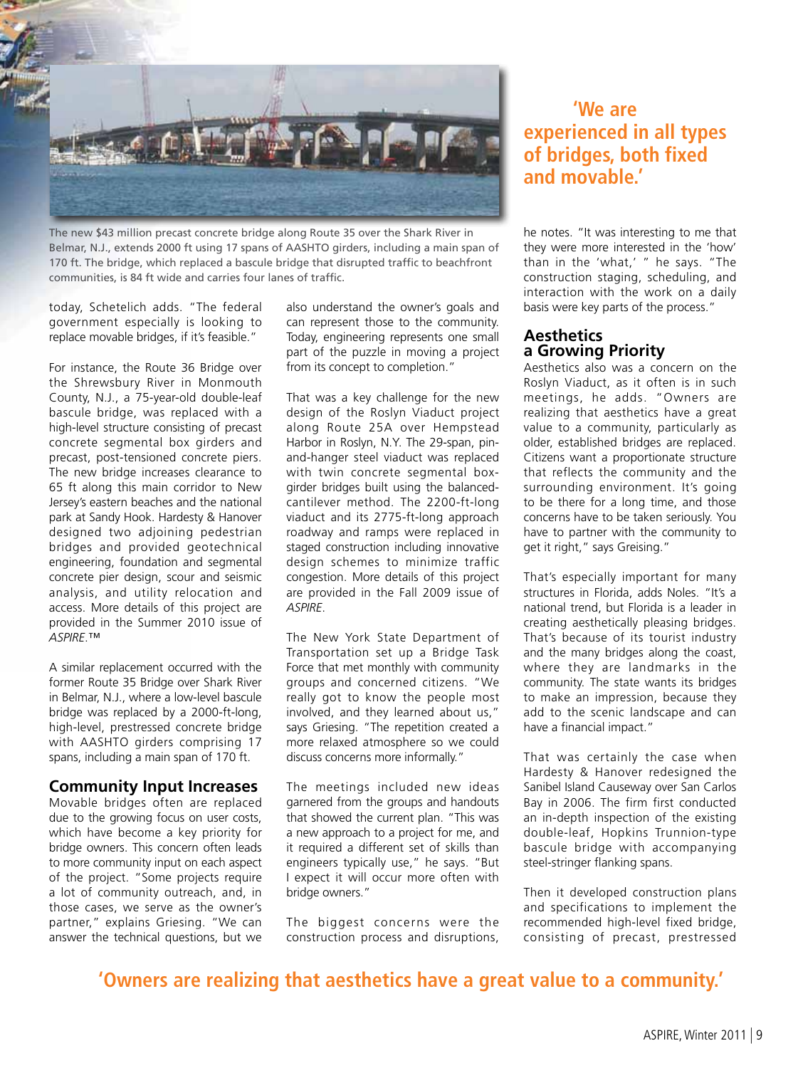The new $43 million precast concrete bridge along Route 35 over the Shark River in Belmar, N.J., extends 2000 ft using 17 spans of AASHTO girders, including a main span of 170 ft. The bridge, which replaced a bascule bridge that disrupted traffic to beachfront communities, is 84 ft wide and carries four lanes of traffic.

today, Schetelich adds. "The federal government especially is looking to replace movable bridges, if it's feasible."

For instance, the Route 36 Bridge over the Shrewsbury River in Monmouth County, N.J., a 75-year-old double-leaf bascule bridge, was replaced with a high-level structure consisting of precast concrete segmental box girders and precast, post-tensioned concrete piers. The new bridge increases clearance to 65 ft along this main corridor to New Jersey's eastern beaches and the national park at Sandy Hook. Hardesty & Hanover designed two adjoining pedestrian bridges and provided geotechnical engineering, foundation and segmental concrete pier design, scour and seismic analysis, and utility relocation and access. More details of this project are provided in the Summer 2010 issue of *ASPIRE*.™

A similar replacement occurred with the former Route 35 Bridge over Shark River in Belmar, N.J., where a low-level bascule bridge was replaced by a 2000-ft-long, high-level, prestressed concrete bridge with AASHTO girders comprising 17 spans, including a main span of 170 ft.

## Community Input Increases

Movable bridges often are replaced due to the growing focus on user costs, which have become a key priority for bridge owners. This concern often leads to more community input on each aspect of the project. "Some projects require a lot of community outreach, and, in those cases, we serve as the owner's partner," explains Griesing. "We can answer the technical questions, but we also understand the owner's goals and can represent those to the community. Today, engineering represents one small part of the puzzle in moving a project from its concept to completion."

That was a key challenge for the new design of the Roslyn Viaduct project along Route 25A over Hempstead Harbor in Roslyn, N.Y. The 29-span, pin-and-hanger steel viaduct was replaced with twin concrete segmental box-girder bridges built using the balanced-cantilever method. The 2200-ft-long viaduct and its 2775-ft-long approach roadway and ramps were replaced in staged construction including innovative design schemes to minimize traffic congestion. More details of this project are provided in the Fall 2009 issue of *ASPIRE*.

The New York State Department of Transportation set up a Bridge Task Force that met monthly with community groups and concerned citizens. "We really got to know the people most involved, and they learned about us," says Griesing. "The repetition created a more relaxed atmosphere so we could discuss concerns more informally."

The meetings included new ideas garnered from the groups and handouts that showed the current plan. "This was a new approach to a project for me, and it required a different set of skills than engineers typically use," he says. "But I expect it will occur more often with bridge owners."

The biggest concerns were the construction process and disruptions,

**'We are experienced in all types of bridges, both fixed and movable.'**

he notes. "It was interesting to me that they were more interested in the 'how' than in the 'what,' " he says. "The construction staging, scheduling, and interaction with the work on a daily basis were key parts of the process."

## Aesthetics a Growing Priority

Aesthetics also was a concern on the Roslyn Viaduct, as it often is in such meetings, he adds. "Owners are realizing that aesthetics have a great value to a community, particularly as older, established bridges are replaced. Citizens want a proportionate structure that reflects the community and the surrounding environment. It's going to be there for a long time, and those concerns have to be taken seriously. You have to partner with the community to get it right," says Greising."

That's especially important for many structures in Florida, adds Noles. "It's a national trend, but Florida is a leader in creating aesthetically pleasing bridges. That's because of its tourist industry and the many bridges along the coast, where they are landmarks in the community. The state wants its bridges to make an impression, because they add to the scenic landscape and can have a financial impact."

That was certainly the case when Hardesty & Hanover redesigned the Sanibel Island Causeway over San Carlos Bay in 2006. The firm first conducted an in-depth inspection of the existing double-leaf, Hopkins Trunnion-type bascule bridge with accompanying steel-stringer flanking spans.

Then it developed construction plans and specifications to implement the recommended high-level fixed bridge, consisting of precast, prestressed

**'Owners are realizing that aesthetics have a great value to a community.'**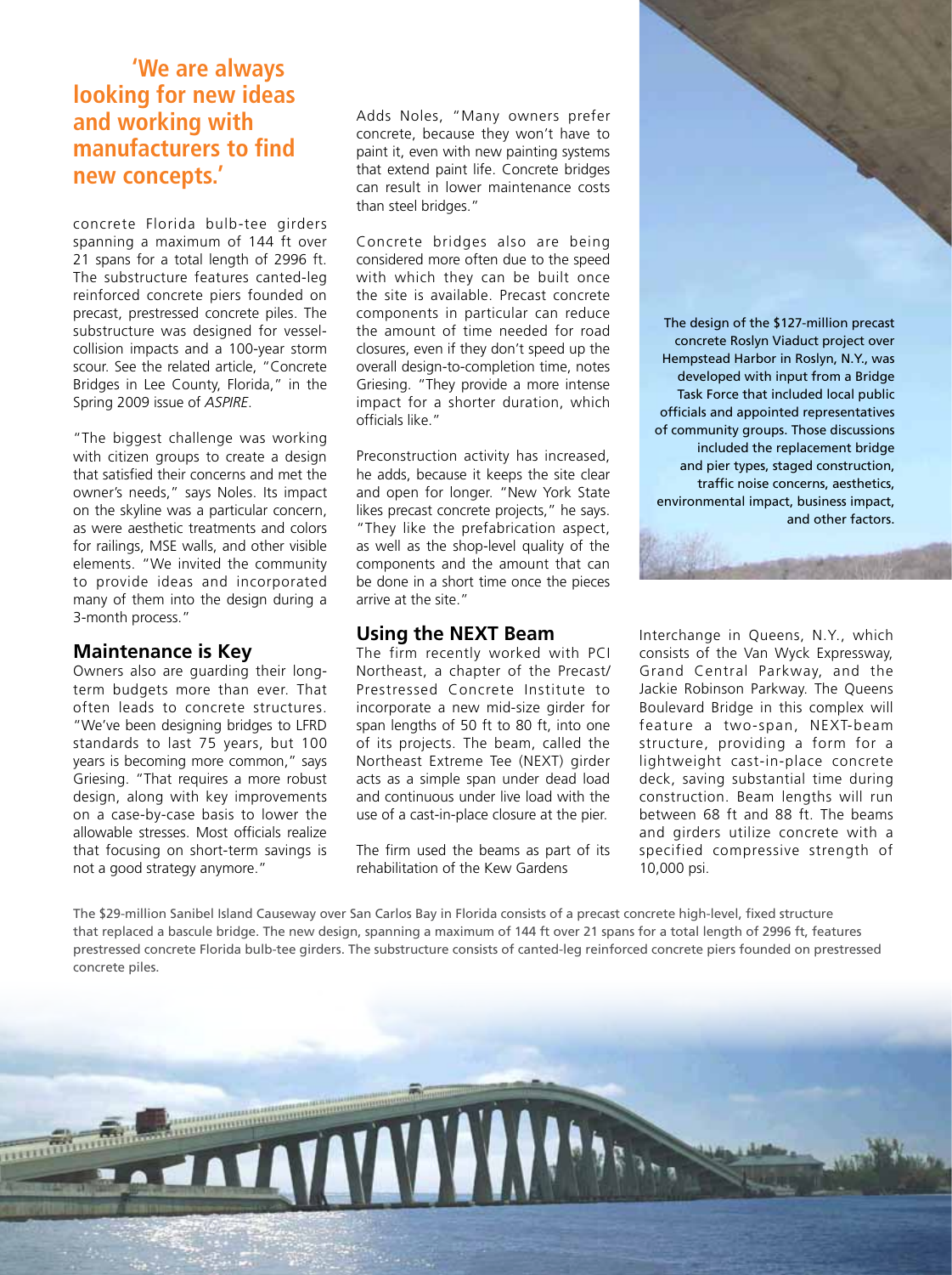> **'We are always looking for new ideas and working with manufacturers to find new concepts.'**

concrete Florida bulb-tee girders spanning a maximum of 144 ft over 21 spans for a total length of 2996 ft. The substructure features canted-leg reinforced concrete piers founded on precast, prestressed concrete piles. The substructure was designed for vessel-collision impacts and a 100-year storm scour. See the related article, "Concrete Bridges in Lee County, Florida," in the Spring 2009 issue of *ASPIRE*.

"The biggest challenge was working with citizen groups to create a design that satisfied their concerns and met the owner's needs," says Noles. Its impact on the skyline was a particular concern, as were aesthetic treatments and colors for railings, MSE walls, and other visible elements. "We invited the community to provide ideas and incorporated many of them into the design during a 3-month process."

## Maintenance is Key

Owners also are guarding their long-term budgets more than ever. That often leads to concrete structures. "We've been designing bridges to LFRD standards to last 75 years, but 100 years is becoming more common," says Griesing. "That requires a more robust design, along with key improvements on a case-by-case basis to lower the allowable stresses. Most officials realize that focusing on short-term savings is not a good strategy anymore."

Adds Noles, "Many owners prefer concrete, because they won't have to paint it, even with new painting systems that extend paint life. Concrete bridges can result in lower maintenance costs than steel bridges."

Concrete bridges also are being considered more often due to the speed with which they can be built once the site is available. Precast concrete components in particular can reduce the amount of time needed for road closures, even if they don't speed up the overall design-to-completion time, notes Griesing. "They provide a more intense impact for a shorter duration, which officials like."

Preconstruction activity has increased, he adds, because it keeps the site clear and open for longer. "New York State likes precast concrete projects," he says. "They like the prefabrication aspect, as well as the shop-level quality of the components and the amount that can be done in a short time once the pieces arrive at the site."

## Using the NEXT Beam

The firm recently worked with PCI Northeast, a chapter of the Precast/Prestressed Concrete Institute to incorporate a new mid-size girder for span lengths of 50 ft to 80 ft, into one of its projects. The beam, called the Northeast Extreme Tee (NEXT) girder acts as a simple span under dead load and continuous under live load with the use of a cast-in-place closure at the pier.

The firm used the beams as part of its rehabilitation of the Kew Gardens Interchange in Queens, N.Y., which consists of the Van Wyck Expressway, Grand Central Parkway, and the Jackie Robinson Parkway. The Queens Boulevard Bridge in this complex will feature a two-span, NEXT-beam structure, providing a form for a lightweight cast-in-place concrete deck, saving substantial time during construction. Beam lengths will run between 68 ft and 88 ft. The beams and girders utilize concrete with a specified compressive strength of 10,000 psi.

The design of the $127-million precast concrete Roslyn Viaduct project over Hempstead Harbor in Roslyn, N.Y., was developed with input from a Bridge Task Force that included local public officials and appointed representatives of community groups. Those discussions included the replacement bridge and pier types, staged construction, traffic noise concerns, aesthetics, environmental impact, business impact, and other factors.

The $29-million Sanibel Island Causeway over San Carlos Bay in Florida consists of a precast concrete high-level, fixed structure that replaced a bascule bridge. The new design, spanning a maximum of 144 ft over 21 spans for a total length of 2996 ft, features prestressed concrete Florida bulb-tee girders. The substructure consists of canted-leg reinforced concrete piers founded on prestressed concrete piles.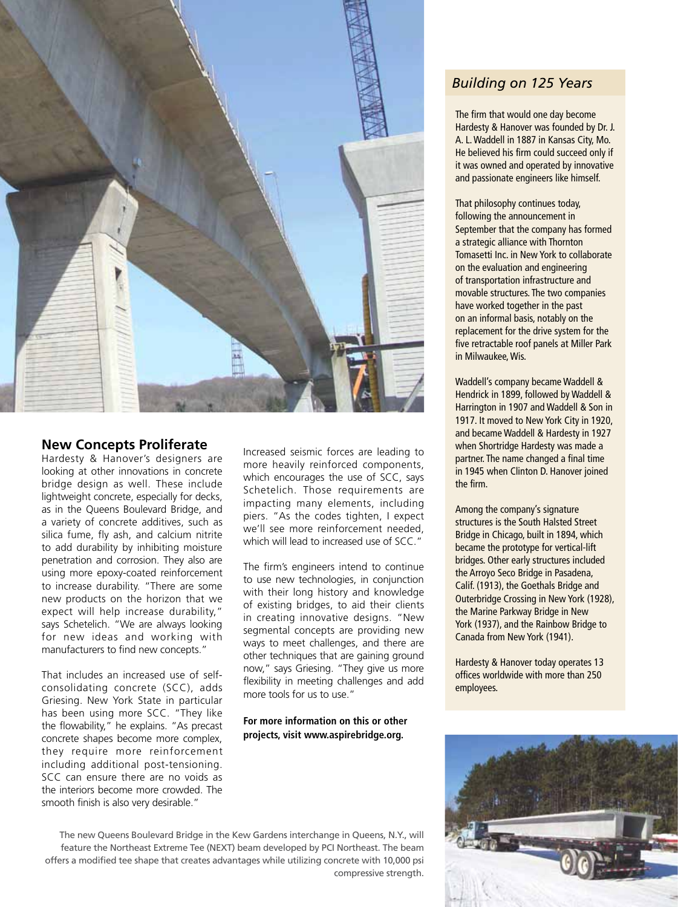## New Concepts Proliferate

Hardesty & Hanover's designers are looking at other innovations in concrete bridge design as well. These include lightweight concrete, especially for decks, as in the Queens Boulevard Bridge, and a variety of concrete additives, such as silica fume, fly ash, and calcium nitrite to add durability by inhibiting moisture penetration and corrosion. They also are using more epoxy-coated reinforcement to increase durability. "There are some new products on the horizon that we expect will help increase durability," says Schetelich. "We are always looking for new ideas and working with manufacturers to find new concepts."

That includes an increased use of self-consolidating concrete (SCC), adds Griesing. New York State in particular has been using more SCC. "They like the flowability," he explains. "As precast concrete shapes become more complex, they require more reinforcement including additional post-tensioning. SCC can ensure there are no voids as the interiors become more crowded. The smooth finish is also very desirable."

Increased seismic forces are leading to more heavily reinforced components, which encourages the use of SCC, says Schetelich. Those requirements are impacting many elements, including piers. "As the codes tighten, I expect we'll see more reinforcement needed, which will lead to increased use of SCC."

The firm's engineers intend to continue to use new technologies, in conjunction with their long history and knowledge of existing bridges, to aid their clients in creating innovative designs. "New segmental concepts are providing new ways to meet challenges, and there are other techniques that are gaining ground now," says Griesing. "They give us more flexibility in meeting challenges and add more tools for us to use."

**For more information on this or other projects, visit www.aspirebridge.org.**

The new Queens Boulevard Bridge in the Kew Gardens interchange in Queens, N.Y., will feature the Northeast Extreme Tee (NEXT) beam developed by PCI Northeast. The beam offers a modified tee shape that creates advantages while utilizing concrete with 10,000 psi compressive strength.

### *Building on 125 Years*

The firm that would one day become Hardesty & Hanover was founded by Dr. J. A. L. Waddell in 1887 in Kansas City, Mo. He believed his firm could succeed only if it was owned and operated by innovative and passionate engineers like himself.

That philosophy continues today, following the announcement in September that the company has formed a strategic alliance with Thornton Tomasetti Inc. in New York to collaborate on the evaluation and engineering of transportation infrastructure and movable structures. The two companies have worked together in the past on an informal basis, notably on the replacement for the drive system for the five retractable roof panels at Miller Park in Milwaukee, Wis.

Waddell's company became Waddell & Hendrick in 1899, followed by Waddell & Harrington in 1907 and Waddell & Son in 1917. It moved to New York City in 1920, and became Waddell & Hardesty in 1927 when Shortridge Hardesty was made a partner. The name changed a final time in 1945 when Clinton D. Hanover joined the firm.

Among the company's signature structures is the South Halsted Street Bridge in Chicago, built in 1894, which became the prototype for vertical-lift bridges. Other early structures included the Arroyo Seco Bridge in Pasadena, Calif. (1913), the Goethals Bridge and Outerbridge Crossing in New York (1928), the Marine Parkway Bridge in New York (1937), and the Rainbow Bridge to Canada from New York (1941).

Hardesty & Hanover today operates 13 offices worldwide with more than 250 employees.